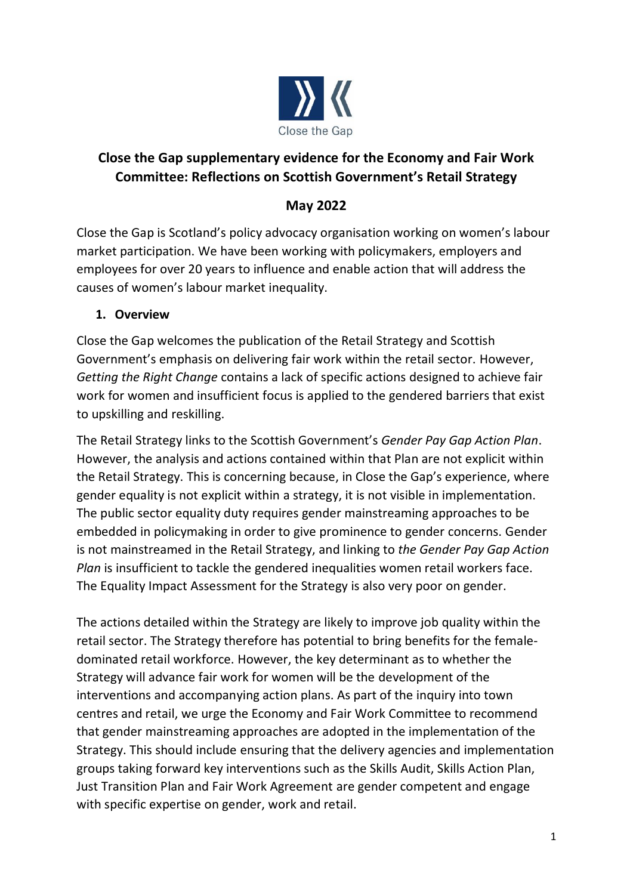Close the Gap

# Close the Gap supplementary evidence for the Economy and Fair Work Committee: Reflections on Scottish Government's Retail Strategy

**May 2022**

Close the Gap is Scotland's policy advocacy organisation working on women's labour market participation. We have been working with policymakers, employers and employees for over 20 years to influence and enable action that will address the causes of women's labour market inequality.

## 1. Overview

Close the Gap welcomes the publication of the Retail Strategy and Scottish Government's emphasis on delivering fair work within the retail sector. However, *Getting the Right Change* contains a lack of specific actions designed to achieve fair work for women and insufficient focus is applied to the gendered barriers that exist to upskilling and reskilling.

The Retail Strategy links to the Scottish Government's *Gender Pay Gap Action Plan*. However, the analysis and actions contained within that Plan are not explicit within the Retail Strategy. This is concerning because, in Close the Gap's experience, where gender equality is not explicit within a strategy, it is not visible in implementation. The public sector equality duty requires gender mainstreaming approaches to be embedded in policymaking in order to give prominence to gender concerns. Gender is not mainstreamed in the Retail Strategy, and linking to *the Gender Pay Gap Action Plan* is insufficient to tackle the gendered inequalities women retail workers face. The Equality Impact Assessment for the Strategy is also very poor on gender.

The actions detailed within the Strategy are likely to improve job quality within the retail sector. The Strategy therefore has potential to bring benefits for the female-dominated retail workforce. However, the key determinant as to whether the Strategy will advance fair work for women will be the development of the interventions and accompanying action plans. As part of the inquiry into town centres and retail, we urge the Economy and Fair Work Committee to recommend that gender mainstreaming approaches are adopted in the implementation of the Strategy. This should include ensuring that the delivery agencies and implementation groups taking forward key interventions such as the Skills Audit, Skills Action Plan, Just Transition Plan and Fair Work Agreement are gender competent and engage with specific expertise on gender, work and retail.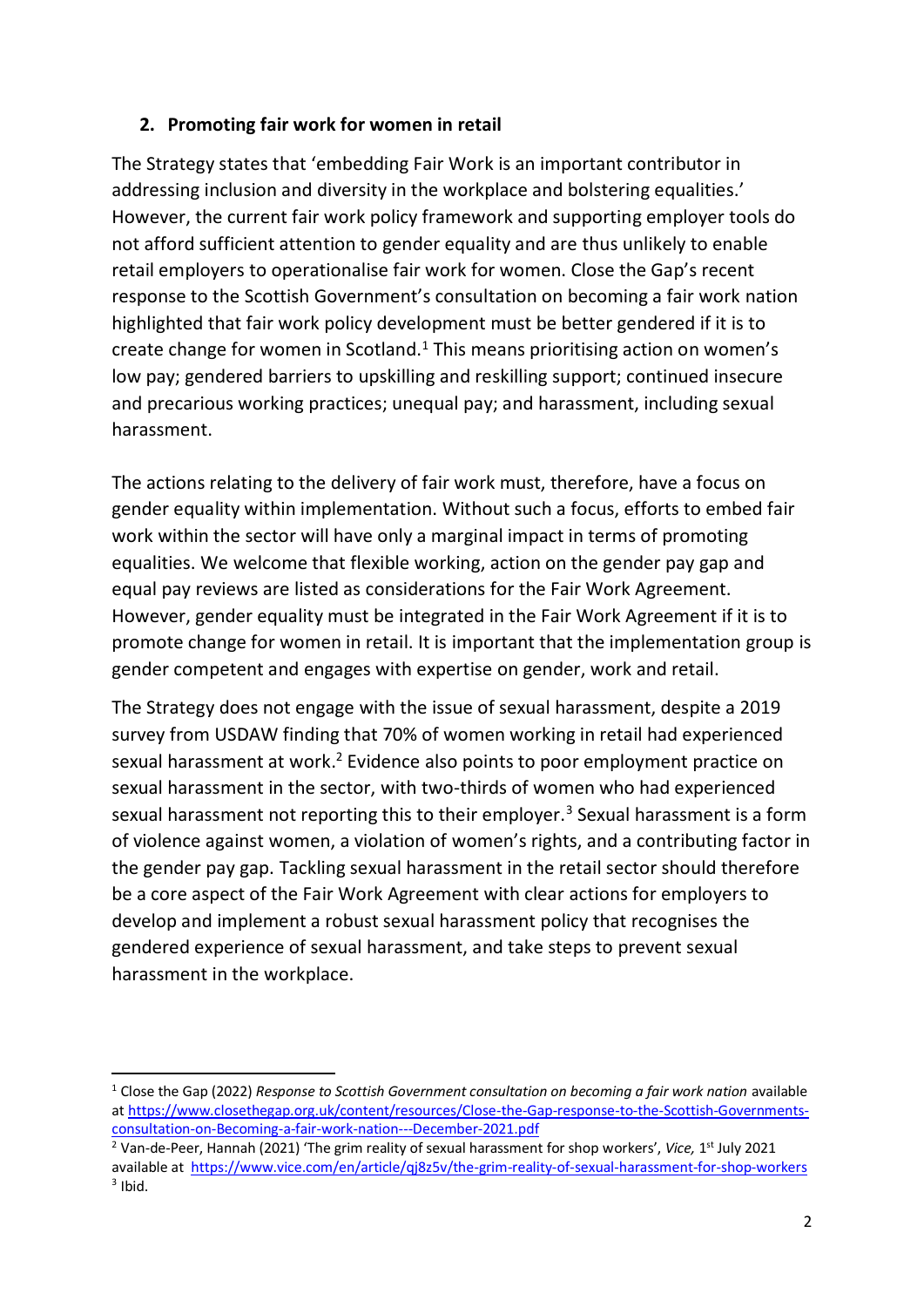## 2. Promoting fair work for women in retail

The Strategy states that 'embedding Fair Work is an important contributor in addressing inclusion and diversity in the workplace and bolstering equalities.' However, the current fair work policy framework and supporting employer tools do not afford sufficient attention to gender equality and are thus unlikely to enable retail employers to operationalise fair work for women. Close the Gap's recent response to the Scottish Government's consultation on becoming a fair work nation highlighted that fair work policy development must be better gendered if it is to create change for women in Scotland.[1] This means prioritising action on women's low pay; gendered barriers to upskilling and reskilling support; continued insecure and precarious working practices; unequal pay; and harassment, including sexual harassment.

The actions relating to the delivery of fair work must, therefore, have a focus on gender equality within implementation. Without such a focus, efforts to embed fair work within the sector will have only a marginal impact in terms of promoting equalities. We welcome that flexible working, action on the gender pay gap and equal pay reviews are listed as considerations for the Fair Work Agreement. However, gender equality must be integrated in the Fair Work Agreement if it is to promote change for women in retail. It is important that the implementation group is gender competent and engages with expertise on gender, work and retail.

The Strategy does not engage with the issue of sexual harassment, despite a 2019 survey from USDAW finding that 70% of women working in retail had experienced sexual harassment at work.[2] Evidence also points to poor employment practice on sexual harassment in the sector, with two-thirds of women who had experienced sexual harassment not reporting this to their employer.[3] Sexual harassment is a form of violence against women, a violation of women's rights, and a contributing factor in the gender pay gap. Tackling sexual harassment in the retail sector should therefore be a core aspect of the Fair Work Agreement with clear actions for employers to develop and implement a robust sexual harassment policy that recognises the gendered experience of sexual harassment, and take steps to prevent sexual harassment in the workplace.

---

[1] Close the Gap (2022) *Response to Scottish Government consultation on becoming a fair work nation* available at https://www.closethegap.org.uk/content/resources/Close-the-Gap-response-to-the-Scottish-Governments-consultation-on-Becoming-a-fair-work-nation---December-2021.pdf

[2] Van-de-Peer, Hannah (2021) 'The grim reality of sexual harassment for shop workers', *Vice,* 1st July 2021 available at https://www.vice.com/en/article/qj8z5v/the-grim-reality-of-sexual-harassment-for-shop-workers

[3] Ibid.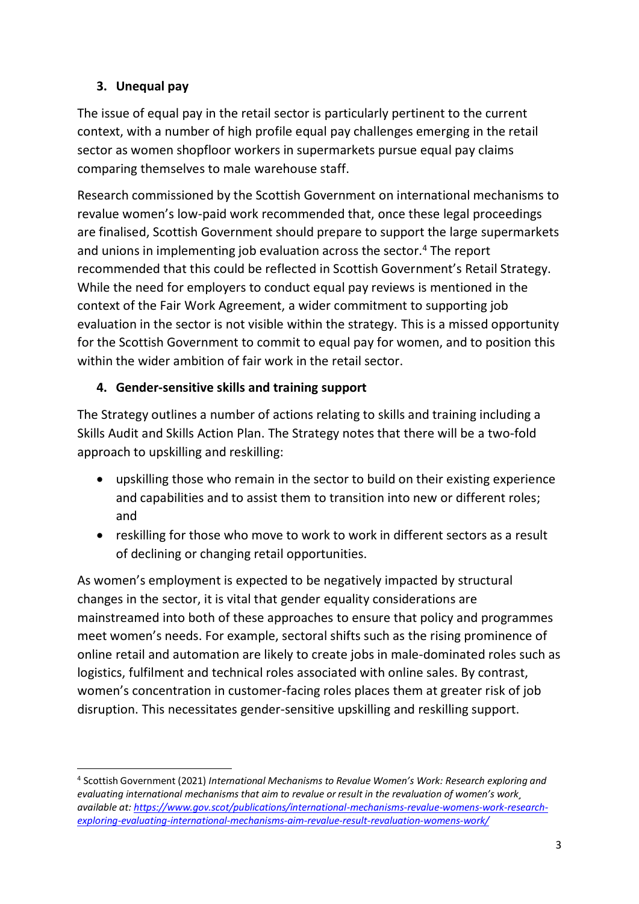## 3. Unequal pay

The issue of equal pay in the retail sector is particularly pertinent to the current context, with a number of high profile equal pay challenges emerging in the retail sector as women shopfloor workers in supermarkets pursue equal pay claims comparing themselves to male warehouse staff.

Research commissioned by the Scottish Government on international mechanisms to revalue women's low-paid work recommended that, once these legal proceedings are finalised, Scottish Government should prepare to support the large supermarkets and unions in implementing job evaluation across the sector.[4] The report recommended that this could be reflected in Scottish Government's Retail Strategy. While the need for employers to conduct equal pay reviews is mentioned in the context of the Fair Work Agreement, a wider commitment to supporting job evaluation in the sector is not visible within the strategy. This is a missed opportunity for the Scottish Government to commit to equal pay for women, and to position this within the wider ambition of fair work in the retail sector.

## 4. Gender-sensitive skills and training support

The Strategy outlines a number of actions relating to skills and training including a Skills Audit and Skills Action Plan. The Strategy notes that there will be a two-fold approach to upskilling and reskilling:

- upskilling those who remain in the sector to build on their existing experience and capabilities and to assist them to transition into new or different roles; and
- reskilling for those who move to work to work in different sectors as a result of declining or changing retail opportunities.

As women's employment is expected to be negatively impacted by structural changes in the sector, it is vital that gender equality considerations are mainstreamed into both of these approaches to ensure that policy and programmes meet women's needs. For example, sectoral shifts such as the rising prominence of online retail and automation are likely to create jobs in male-dominated roles such as logistics, fulfilment and technical roles associated with online sales. By contrast, women's concentration in customer-facing roles places them at greater risk of job disruption. This necessitates gender-sensitive upskilling and reskilling support.

---

[4] Scottish Government (2021) *International Mechanisms to Revalue Women's Work: Research exploring and evaluating international mechanisms that aim to revalue or result in the revaluation of women's work¸ available at: https://www.gov.scot/publications/international-mechanisms-revalue-womens-work-research-exploring-evaluating-international-mechanisms-aim-revalue-result-revaluation-womens-work/*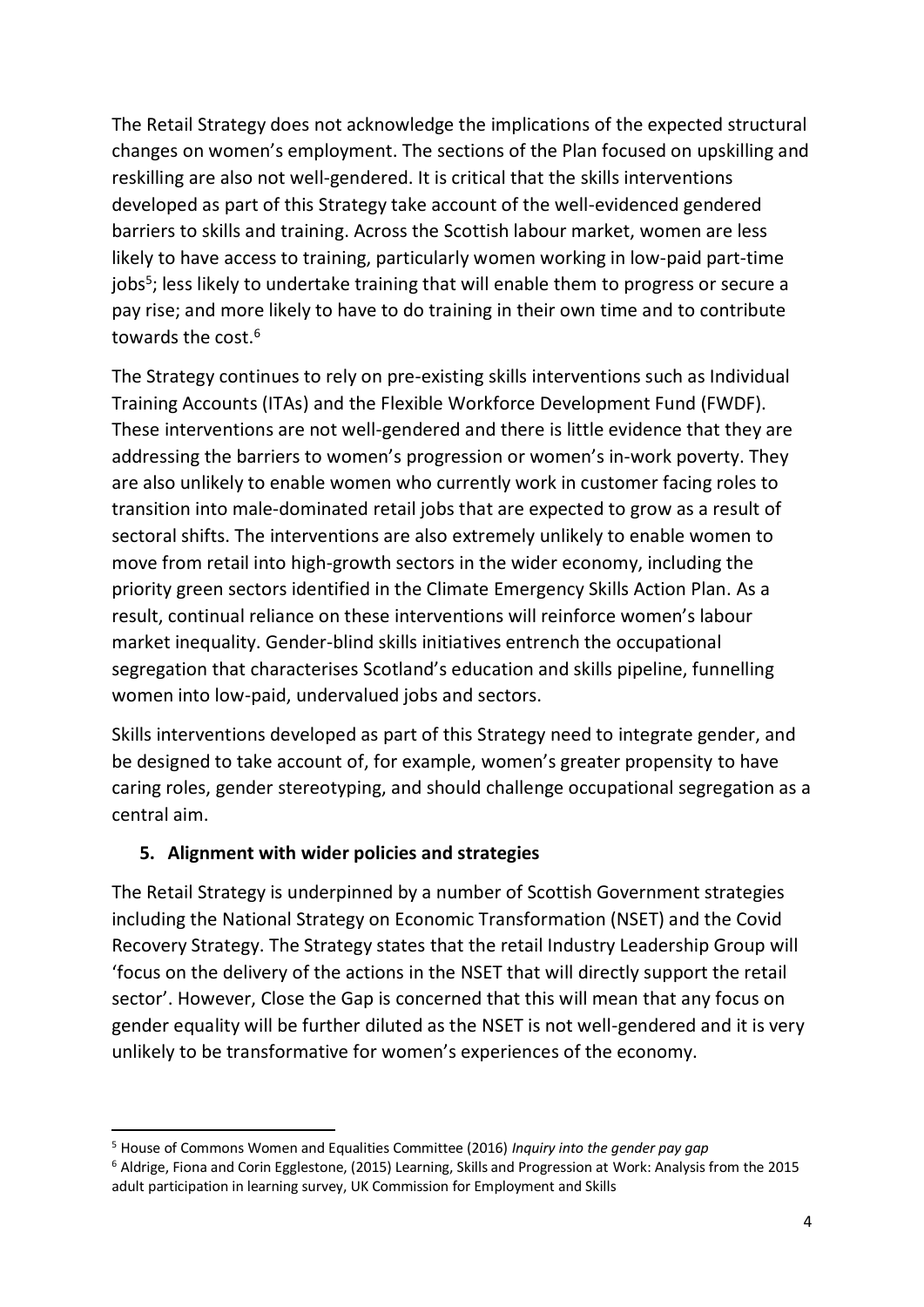The Retail Strategy does not acknowledge the implications of the expected structural changes on women's employment. The sections of the Plan focused on upskilling and reskilling are also not well-gendered. It is critical that the skills interventions developed as part of this Strategy take account of the well-evidenced gendered barriers to skills and training. Across the Scottish labour market, women are less likely to have access to training, particularly women working in low-paid part-time jobs[5]; less likely to undertake training that will enable them to progress or secure a pay rise; and more likely to have to do training in their own time and to contribute towards the cost.[6]

The Strategy continues to rely on pre-existing skills interventions such as Individual Training Accounts (ITAs) and the Flexible Workforce Development Fund (FWDF). These interventions are not well-gendered and there is little evidence that they are addressing the barriers to women's progression or women's in-work poverty. They are also unlikely to enable women who currently work in customer facing roles to transition into male-dominated retail jobs that are expected to grow as a result of sectoral shifts. The interventions are also extremely unlikely to enable women to move from retail into high-growth sectors in the wider economy, including the priority green sectors identified in the Climate Emergency Skills Action Plan. As a result, continual reliance on these interventions will reinforce women's labour market inequality. Gender-blind skills initiatives entrench the occupational segregation that characterises Scotland's education and skills pipeline, funnelling women into low-paid, undervalued jobs and sectors.

Skills interventions developed as part of this Strategy need to integrate gender, and be designed to take account of, for example, women's greater propensity to have caring roles, gender stereotyping, and should challenge occupational segregation as a central aim.

## 5. Alignment with wider policies and strategies

The Retail Strategy is underpinned by a number of Scottish Government strategies including the National Strategy on Economic Transformation (NSET) and the Covid Recovery Strategy. The Strategy states that the retail Industry Leadership Group will 'focus on the delivery of the actions in the NSET that will directly support the retail sector'. However, Close the Gap is concerned that this will mean that any focus on gender equality will be further diluted as the NSET is not well-gendered and it is very unlikely to be transformative for women's experiences of the economy.

---

[5] House of Commons Women and Equalities Committee (2016) *Inquiry into the gender pay gap*

[6] Aldrige, Fiona and Corin Egglestone, (2015) Learning, Skills and Progression at Work: Analysis from the 2015 adult participation in learning survey, UK Commission for Employment and Skills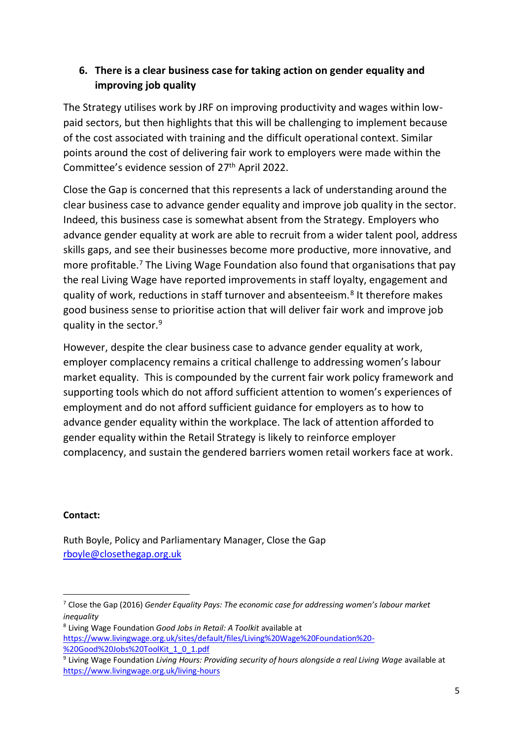### 6. There is a clear business case for taking action on gender equality and improving job quality

The Strategy utilises work by JRF on improving productivity and wages within low-paid sectors, but then highlights that this will be challenging to implement because of the cost associated with training and the difficult operational context. Similar points around the cost of delivering fair work to employers were made within the Committee's evidence session of 27th April 2022.

Close the Gap is concerned that this represents a lack of understanding around the clear business case to advance gender equality and improve job quality in the sector. Indeed, this business case is somewhat absent from the Strategy. Employers who advance gender equality at work are able to recruit from a wider talent pool, address skills gaps, and see their businesses become more productive, more innovative, and more profitable.[7] The Living Wage Foundation also found that organisations that pay the real Living Wage have reported improvements in staff loyalty, engagement and quality of work, reductions in staff turnover and absenteeism.[8] It therefore makes good business sense to prioritise action that will deliver fair work and improve job quality in the sector.[9]

However, despite the clear business case to advance gender equality at work, employer complacency remains a critical challenge to addressing women's labour market equality. This is compounded by the current fair work policy framework and supporting tools which do not afford sufficient attention to women's experiences of employment and do not afford sufficient guidance for employers as to how to advance gender equality within the workplace. The lack of attention afforded to gender equality within the Retail Strategy is likely to reinforce employer complacency, and sustain the gendered barriers women retail workers face at work.

**Contact:**

Ruth Boyle, Policy and Parliamentary Manager, Close the Gap
rboyle@closethegap.org.uk

---

[7] Close the Gap (2016) *Gender Equality Pays: The economic case for addressing women's labour market inequality*

[8] Living Wage Foundation *Good Jobs in Retail: A Toolkit* available at https://www.livingwage.org.uk/sites/default/files/Living%20Wage%20Foundation%20-%20Good%20Jobs%20ToolKit_1_0_1.pdf

[9] Living Wage Foundation *Living Hours: Providing security of hours alongside a real Living Wage* available at https://www.livingwage.org.uk/living-hours